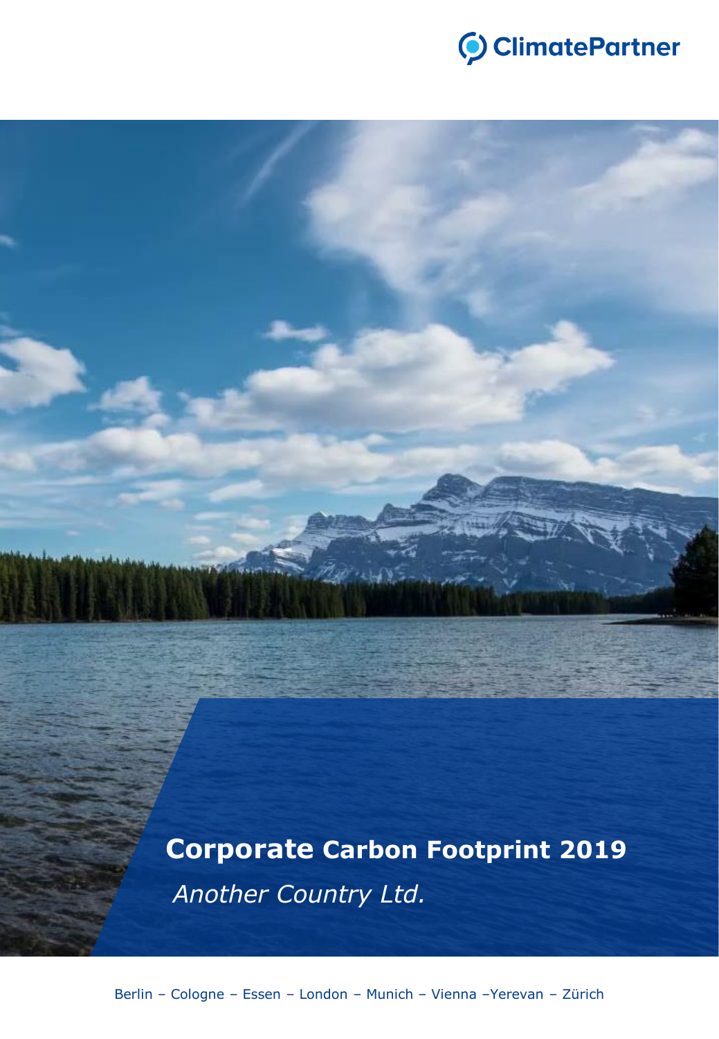ClimatePartner

# Corporate Carbon Footprint 2019

*Another Country Ltd.*

Berlin – Cologne – Essen – London – Munich – Vienna –Yerevan – Zürich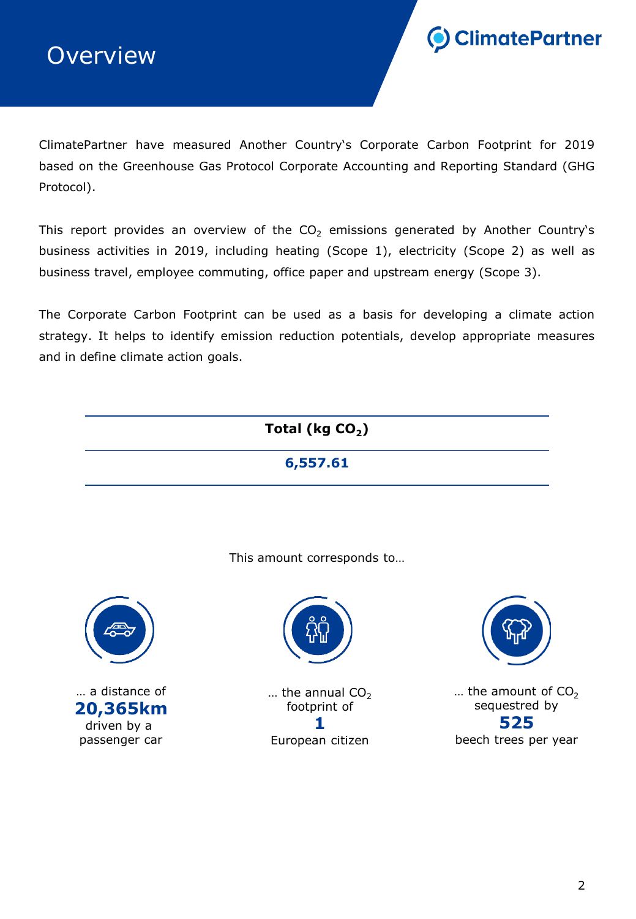# Overview

ClimatePartner have measured Another Country's Corporate Carbon Footprint for 2019 based on the Greenhouse Gas Protocol Corporate Accounting and Reporting Standard (GHG Protocol).

This report provides an overview of the $CO_2$ emissions generated by Another Country's business activities in 2019, including heating (Scope 1), electricity (Scope 2) as well as business travel, employee commuting, office paper and upstream energy (Scope 3).

The Corporate Carbon Footprint can be used as a basis for developing a climate action strategy. It helps to identify emission reduction potentials, develop appropriate measures and in define climate action goals.

| **Total (kg $CO_2$)** |
| --- |
| **6,557.61** |

This amount corresponds to…

… a distance of **20,365km** driven by a passenger car

… the annual $CO_2$ footprint of **1** European citizen

… the amount of $CO_2$ sequestred by **525** beech trees per year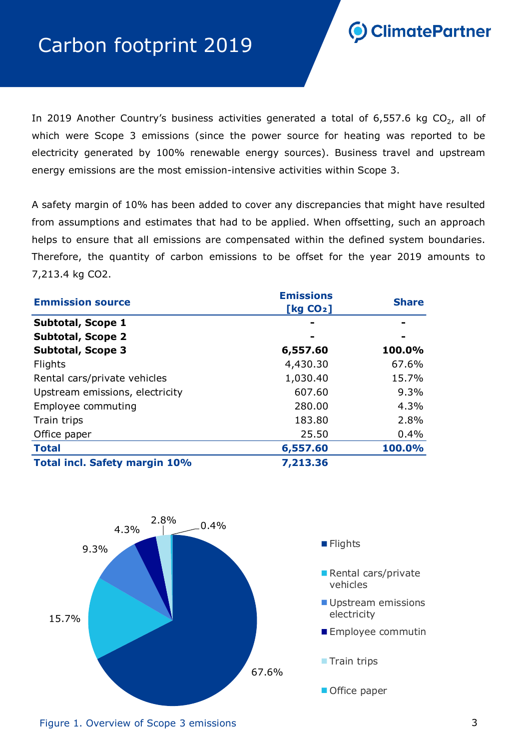# Carbon footprint 2019

ClimatePartner

In 2019 Another Country's business activities generated a total of 6,557.6 kg $CO_2$, all of which were Scope 3 emissions (since the power source for heating was reported to be electricity generated by 100% renewable energy sources). Business travel and upstream energy emissions are the most emission-intensive activities within Scope 3.

A safety margin of 10% has been added to cover any discrepancies that might have resulted from assumptions and estimates that had to be applied. When offsetting, such an approach helps to ensure that all emissions are compensated within the defined system boundaries. Therefore, the quantity of carbon emissions to be offset for the year 2019 amounts to 7,213.4 kg CO2.

| Emmission source | Emissions [kg $CO_2$] | Share |
|---|---|---|
| **Subtotal, Scope 1** | **-** | **-** |
| **Subtotal, Scope 2** | **-** | **-** |
| **Subtotal, Scope 3** | **6,557.60** | **100.0%** |
| Flights | 4,430.30 | 67.6% |
| Rental cars/private vehicles | 1,030.40 | 15.7% |
| Upstream emissions, electricity | 607.60 | 9.3% |
| Employee commuting | 280.00 | 4.3% |
| Train trips | 183.80 | 2.8% |
| Office paper | 25.50 | 0.4% |
| **Total** | **6,557.60** | **100.0%** |
| **Total incl. Safety margin 10%** | **7,213.36** | |

67.6%
15.7%
9.3%
4.3%
2.8%
0.4%

- Flights
- Rental cars/private vehicles
- Upstream emissions electricity
- Employee commutin
- Train trips
- Office paper

Figure 1. Overview of Scope 3 emissions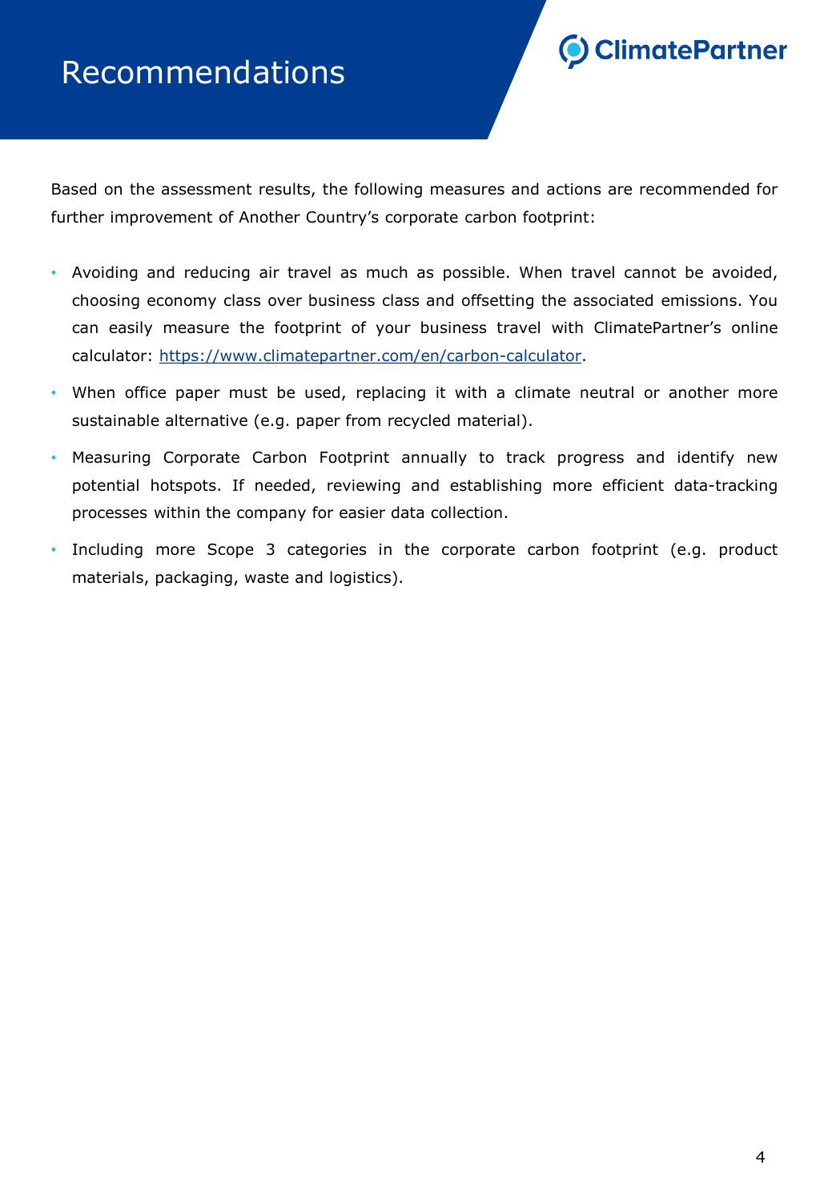# Recommendations

Based on the assessment results, the following measures and actions are recommended for further improvement of Another Country's corporate carbon footprint:

- Avoiding and reducing air travel as much as possible. When travel cannot be avoided, choosing economy class over business class and offsetting the associated emissions. You can easily measure the footprint of your business travel with ClimatePartner's online calculator: [https://www.climatepartner.com/en/carbon-calculator](https://www.climatepartner.com/en/carbon-calculator).
- When office paper must be used, replacing it with a climate neutral or another more sustainable alternative (e.g. paper from recycled material).
- Measuring Corporate Carbon Footprint annually to track progress and identify new potential hotspots. If needed, reviewing and establishing more efficient data-tracking processes within the company for easier data collection.
- Including more Scope 3 categories in the corporate carbon footprint (e.g. product materials, packaging, waste and logistics).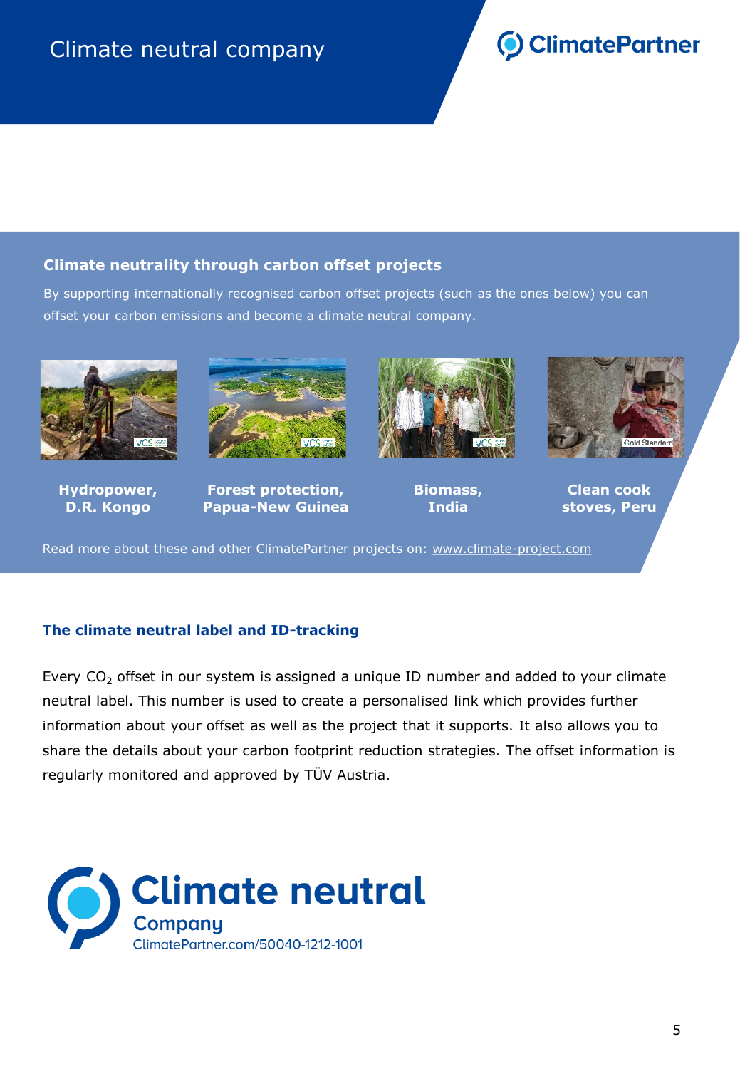# Climate neutral company

ClimatePartner

## Climate neutrality through carbon offset projects

By supporting internationally recognised carbon offset projects (such as the ones below) you can offset your carbon emissions and become a climate neutral company.

**Hydropower, D.R. Kongo**

**Forest protection, Papua-New Guinea**

**Biomass, India**

**Clean cook stoves, Peru**

Read more about these and other ClimatePartner projects on: www.climate-project.com

## The climate neutral label and ID-tracking

Every $CO_2$ offset in our system is assigned a unique ID number and added to your climate neutral label. This number is used to create a personalised link which provides further information about your offset as well as the project that it supports. It also allows you to share the details about your carbon footprint reduction strategies. The offset information is regularly monitored and approved by TÜV Austria.

Climate neutral
Company
ClimatePartner.com/50040-1212-1001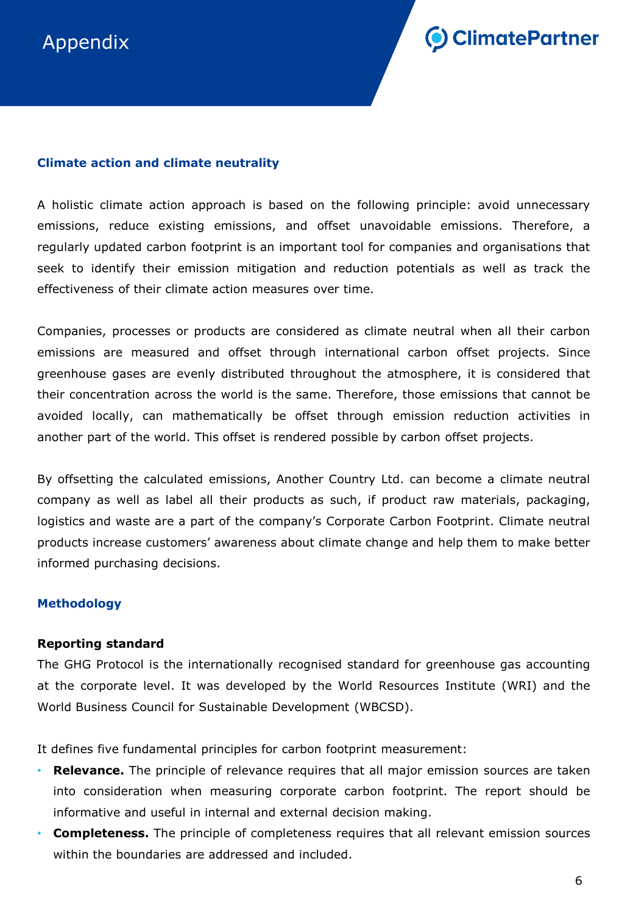# Appendix

## Climate action and climate neutrality

A holistic climate action approach is based on the following principle: avoid unnecessary emissions, reduce existing emissions, and offset unavoidable emissions. Therefore, a regularly updated carbon footprint is an important tool for companies and organisations that seek to identify their emission mitigation and reduction potentials as well as track the effectiveness of their climate action measures over time.

Companies, processes or products are considered as climate neutral when all their carbon emissions are measured and offset through international carbon offset projects. Since greenhouse gases are evenly distributed throughout the atmosphere, it is considered that their concentration across the world is the same. Therefore, those emissions that cannot be avoided locally, can mathematically be offset through emission reduction activities in another part of the world. This offset is rendered possible by carbon offset projects.

By offsetting the calculated emissions, Another Country Ltd. can become a climate neutral company as well as label all their products as such, if product raw materials, packaging, logistics and waste are a part of the company's Corporate Carbon Footprint. Climate neutral products increase customers' awareness about climate change and help them to make better informed purchasing decisions.

## Methodology

### Reporting standard

The GHG Protocol is the internationally recognised standard for greenhouse gas accounting at the corporate level. It was developed by the World Resources Institute (WRI) and the World Business Council for Sustainable Development (WBCSD).

It defines five fundamental principles for carbon footprint measurement:

- **Relevance.** The principle of relevance requires that all major emission sources are taken into consideration when measuring corporate carbon footprint. The report should be informative and useful in internal and external decision making.
- **Completeness.** The principle of completeness requires that all relevant emission sources within the boundaries are addressed and included.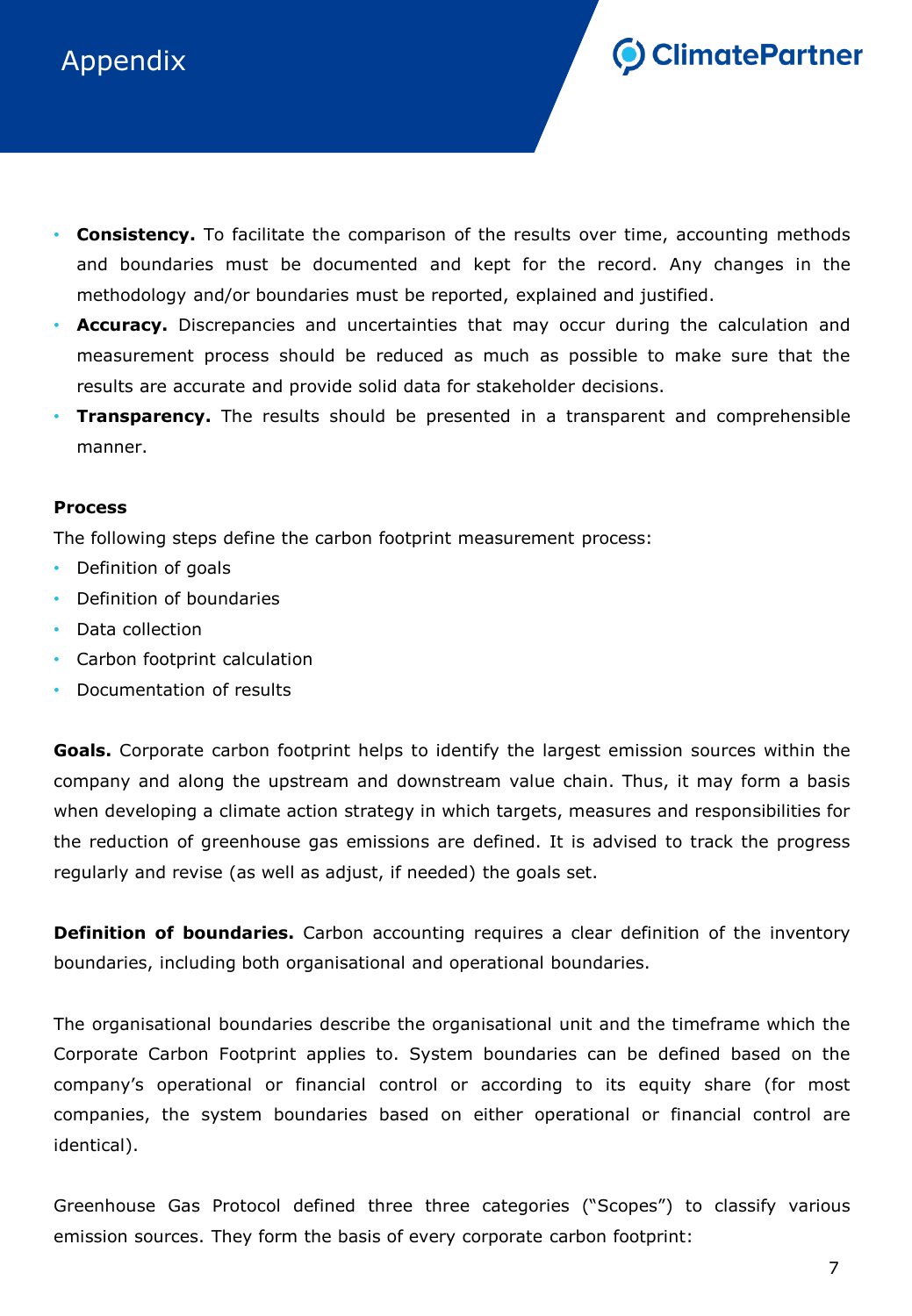- **Consistency.** To facilitate the comparison of the results over time, accounting methods and boundaries must be documented and kept for the record. Any changes in the methodology and/or boundaries must be reported, explained and justified.
- **Accuracy.** Discrepancies and uncertainties that may occur during the calculation and measurement process should be reduced as much as possible to make sure that the results are accurate and provide solid data for stakeholder decisions.
- **Transparency.** The results should be presented in a transparent and comprehensible manner.

**Process**

The following steps define the carbon footprint measurement process:

- Definition of goals
- Definition of boundaries
- Data collection
- Carbon footprint calculation
- Documentation of results

**Goals.** Corporate carbon footprint helps to identify the largest emission sources within the company and along the upstream and downstream value chain. Thus, it may form a basis when developing a climate action strategy in which targets, measures and responsibilities for the reduction of greenhouse gas emissions are defined. It is advised to track the progress regularly and revise (as well as adjust, if needed) the goals set.

**Definition of boundaries.** Carbon accounting requires a clear definition of the inventory boundaries, including both organisational and operational boundaries.

The organisational boundaries describe the organisational unit and the timeframe which the Corporate Carbon Footprint applies to. System boundaries can be defined based on the company's operational or financial control or according to its equity share (for most companies, the system boundaries based on either operational or financial control are identical).

Greenhouse Gas Protocol defined three three categories ("Scopes") to classify various emission sources. They form the basis of every corporate carbon footprint: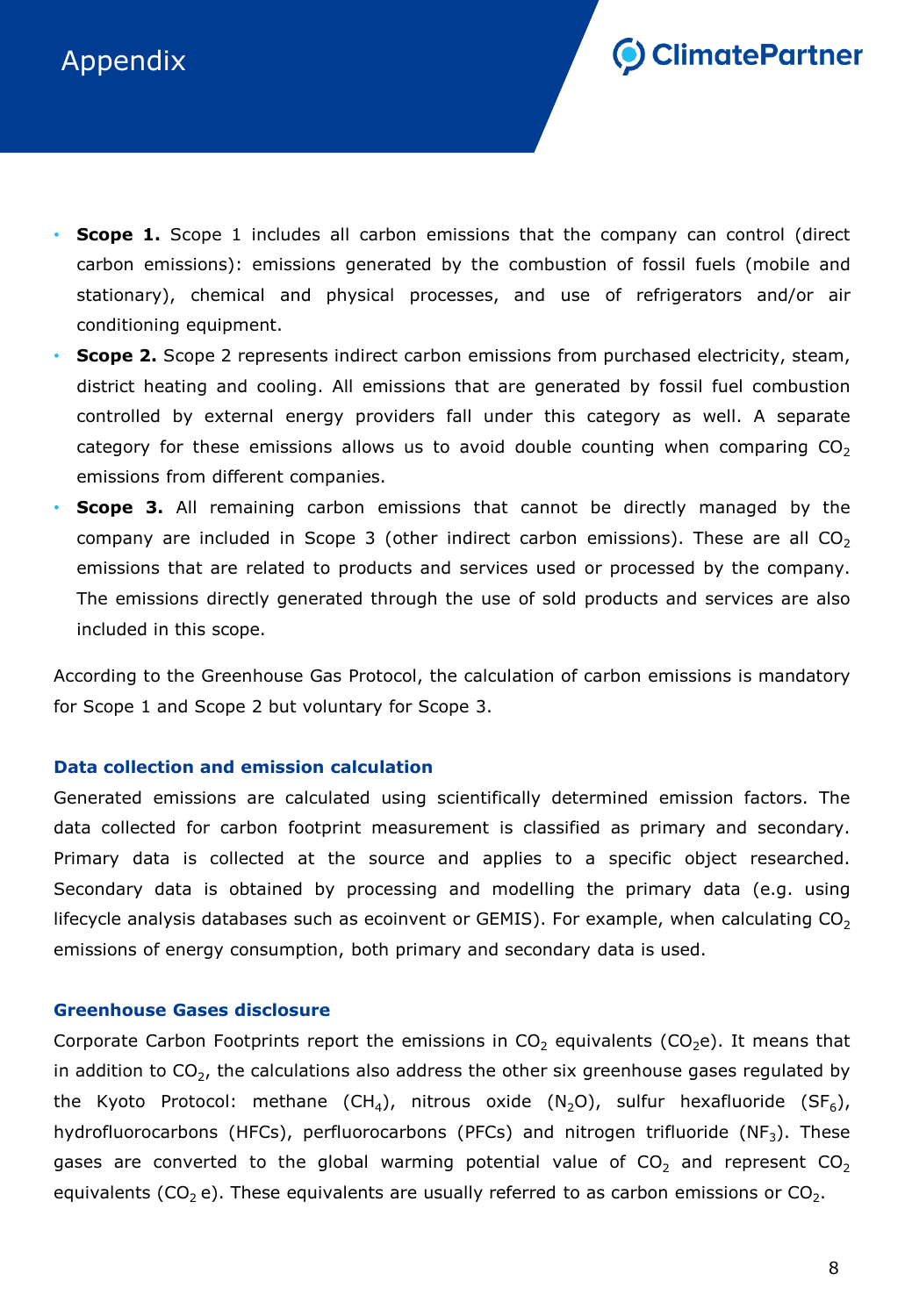# Appendix

- **Scope 1.** Scope 1 includes all carbon emissions that the company can control (direct carbon emissions): emissions generated by the combustion of fossil fuels (mobile and stationary), chemical and physical processes, and use of refrigerators and/or air conditioning equipment.
- **Scope 2.** Scope 2 represents indirect carbon emissions from purchased electricity, steam, district heating and cooling. All emissions that are generated by fossil fuel combustion controlled by external energy providers fall under this category as well. A separate category for these emissions allows us to avoid double counting when comparing $CO_2$ emissions from different companies.
- **Scope 3.** All remaining carbon emissions that cannot be directly managed by the company are included in Scope 3 (other indirect carbon emissions). These are all $CO_2$ emissions that are related to products and services used or processed by the company. The emissions directly generated through the use of sold products and services are also included in this scope.

According to the Greenhouse Gas Protocol, the calculation of carbon emissions is mandatory for Scope 1 and Scope 2 but voluntary for Scope 3.

### Data collection and emission calculation

Generated emissions are calculated using scientifically determined emission factors. The data collected for carbon footprint measurement is classified as primary and secondary. Primary data is collected at the source and applies to a specific object researched. Secondary data is obtained by processing and modelling the primary data (e.g. using lifecycle analysis databases such as ecoinvent or GEMIS). For example, when calculating $CO_2$ emissions of energy consumption, both primary and secondary data is used.

### Greenhouse Gases disclosure

Corporate Carbon Footprints report the emissions in $CO_2$ equivalents ($CO_2e$). It means that in addition to $CO_2$, the calculations also address the other six greenhouse gases regulated by the Kyoto Protocol: methane ($CH_4$), nitrous oxide ($N_2O$), sulfur hexafluoride ($SF_6$), hydrofluorocarbons (HFCs), perfluorocarbons (PFCs) and nitrogen trifluoride ($NF_3$). These gases are converted to the global warming potential value of $CO_2$ and represent $CO_2$ equivalents ($CO_2$ e). These equivalents are usually referred to as carbon emissions or $CO_2$.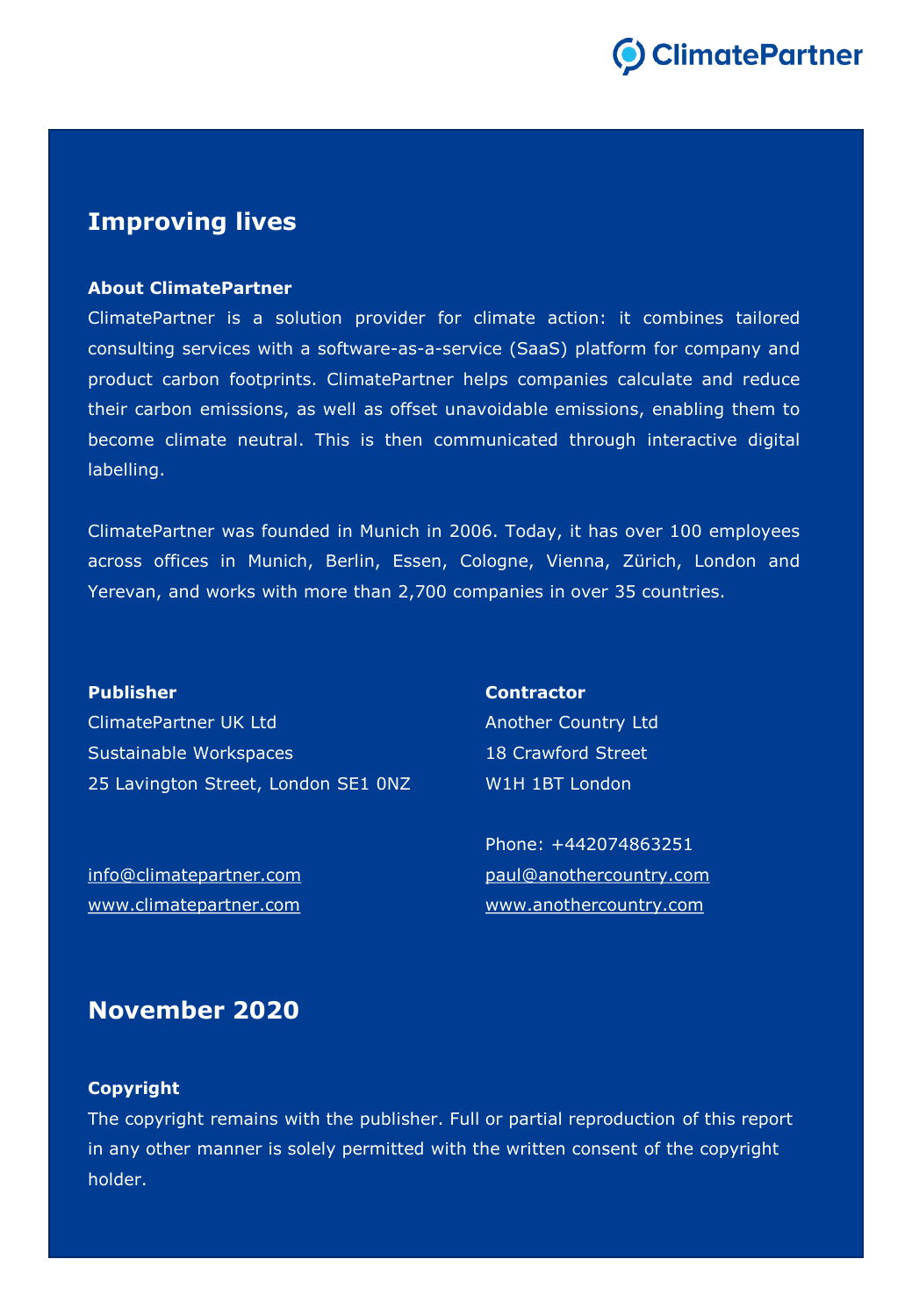## Improving lives

**About ClimatePartner**

ClimatePartner is a solution provider for climate action: it combines tailored consulting services with a software-as-a-service (SaaS) platform for company and product carbon footprints. ClimatePartner helps companies calculate and reduce their carbon emissions, as well as offset unavoidable emissions, enabling them to become climate neutral. This is then communicated through interactive digital labelling.

ClimatePartner was founded in Munich in 2006. Today, it has over 100 employees across offices in Munich, Berlin, Essen, Cologne, Vienna, Zürich, London and Yerevan, and works with more than 2,700 companies in over 35 countries.

**Publisher**
ClimatePartner UK Ltd
Sustainable Workspaces
25 Lavington Street, London SE1 0NZ

info@climatepartner.com
www.climatepartner.com

**Contractor**
Another Country Ltd
18 Crawford Street
W1H 1BT London

Phone: +442074863251
paul@anothercountry.com
www.anothercountry.com

## November 2020

**Copyright**

The copyright remains with the publisher. Full or partial reproduction of this report in any other manner is solely permitted with the written consent of the copyright holder.